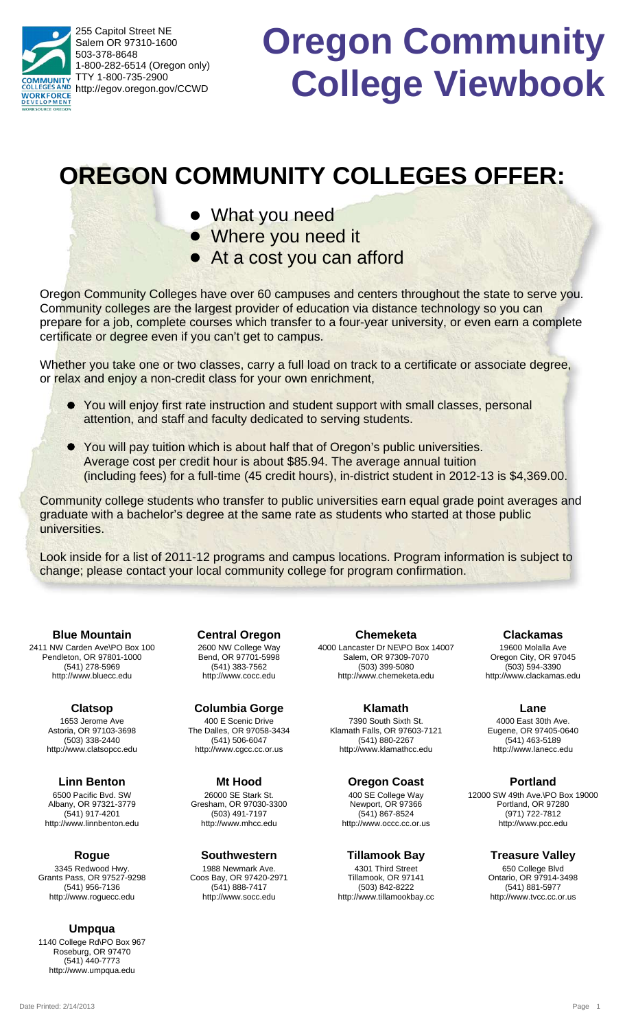255 Capitol Street NE
Salem OR 97310-1600
503-378-8648
1-800-282-6514 (Oregon only)
TTY 1-800-735-2900
http://egov.oregon.gov/CCWD

# Oregon Community College Viewbook

## OREGON COMMUNITY COLLEGES OFFER:

- What you need
- Where you need it
- At a cost you can afford

Oregon Community Colleges have over 60 campuses and centers throughout the state to serve you. Community colleges are the largest provider of education via distance technology so you can prepare for a job, complete courses which transfer to a four-year university, or even earn a complete certificate or degree even if you can't get to campus.

Whether you take one or two classes, carry a full load on track to a certificate or associate degree, or relax and enjoy a non-credit class for your own enrichment,

- You will enjoy first rate instruction and student support with small classes, personal attention, and staff and faculty dedicated to serving students.
- You will pay tuition which is about half that of Oregon's public universities. Average cost per credit hour is about $85.94. The average annual tuition (including fees) for a full-time (45 credit hours), in-district student in 2012-13 is $4,369.00.

Community college students who transfer to public universities earn equal grade point averages and graduate with a bachelor's degree at the same rate as students who started at those public universities.

Look inside for a list of 2011-12 programs and campus locations. Program information is subject to change; please contact your local community college for program confirmation.

**Blue Mountain**
2411 NW Carden Ave\PO Box 100
Pendleton, OR 97801-1000
(541) 278-5969
http://www.bluecc.edu

**Central Oregon**
2600 NW College Way
Bend, OR 97701-5998
(541) 383-7562
http://www.cocc.edu

**Chemeketa**
4000 Lancaster Dr NE\PO Box 14007
Salem, OR 97309-7070
(503) 399-5080
http://www.chemeketa.edu

**Clackamas**
19600 Molalla Ave
Oregon City, OR 97045
(503) 594-3390
http://www.clackamas.edu

**Clatsop**
1653 Jerome Ave
Astoria, OR 97103-3698
(503) 338-2440
http://www.clatsopcc.edu

**Columbia Gorge**
400 E Scenic Drive
The Dalles, OR 97058-3434
(541) 506-6047
http://www.cgcc.cc.or.us

**Klamath**
7390 South Sixth St.
Klamath Falls, OR 97603-7121
(541) 880-2267
http://www.klamathcc.edu

**Lane**
4000 East 30th Ave.
Eugene, OR 97405-0640
(541) 463-5189
http://www.lanecc.edu

**Linn Benton**
6500 Pacific Bvd. SW
Albany, OR 97321-3779
(541) 917-4201
http://www.linnbenton.edu

**Mt Hood**
26000 SE Stark St.
Gresham, OR 97030-3300
(503) 491-7197
http://www.mhcc.edu

**Oregon Coast**
400 SE College Way
Newport, OR 97366
(541) 867-8524
http://www.occc.cc.or.us

**Portland**
12000 SW 49th Ave.\PO Box 19000
Portland, OR 97280
(971) 722-7812
http://www.pcc.edu

**Rogue**
3345 Redwood Hwy.
Grants Pass, OR 97527-9298
(541) 956-7136
http://www.roguecc.edu

**Southwestern**
1988 Newmark Ave.
Coos Bay, OR 97420-2971
(541) 888-7417
http://www.socc.edu

**Tillamook Bay**
4301 Third Street
Tillamook, OR 97141
(503) 842-8222
http://www.tillamookbay.cc

**Treasure Valley**
650 College Blvd
Ontario, OR 97914-3498
(541) 881-5977
http://www.tvcc.cc.or.us

**Umpqua**
1140 College Rd\PO Box 967
Roseburg, OR 97470
(541) 440-7773
http://www.umpqua.edu

Date Printed: 2/14/2013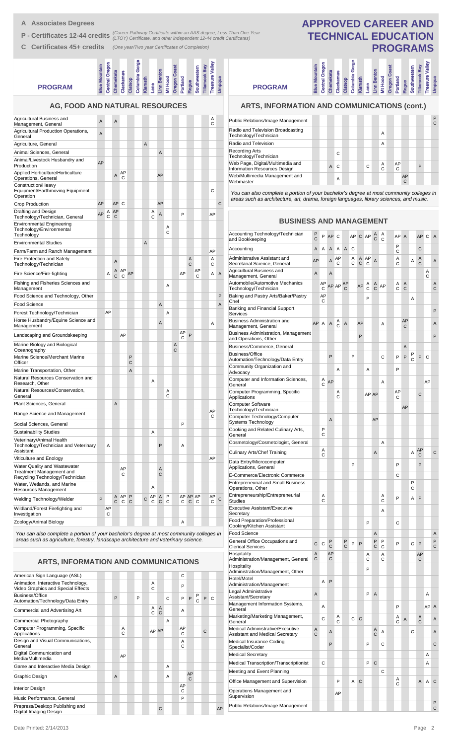**A Associates Degrees**

**P - Certificates 12-44 credits** *(Career Pathway Certificate within an AAS degree, Less Than One Year (LTOY) Certificate, and other independent 12-44 credit Certificates)*

**C Certificates 45+ credits** *(One year/Two year Certificates of Completion)*

# APPROVED CAREER AND TECHNICAL EDUCATION PROGRAMS

## AG, FOOD AND NATURAL RESOURCES

| PROGRAM | Blue Mountain | Central Oregon | Chemeketa | Clackamas | Clatsop | Columbia Gorge | Klamath | Lane | Linn Benton | Mt Hood | Oregon Coast | Portland | Rogue | Southwestern | Tillamook Bay | Treasure Valley | Umpqua |
|---|---|---|---|---|---|---|---|---|---|---|---|---|---|---|---|---|---|
| Agricultural Business and Management, General | A | | A | | | | | | | | | | | | | A C | |
| Agricultural Production Operations, General | A | | | | | | | | | | | | | | | | |
| Agriculture, General | | | | | | | A | | | | | | | | | | |
| Animal Sciences, General | | | | | | | | | A | | | | | | | | |
| Animal/Livestock Husbandry and Production | AP | | | | | | | | | | | | | | | | |
| Applied Horticulture/Horticulture Operations, General | | | A | AP C | | | | | AP | | | | | | | | |
| Construction/Heavy Equipment/Earthmoving Equipment Operation | | | | | | | | | | | | | | | | C | |
| Crop Production | AP | | AP | C | | | | | AP | | | | | | | | C |
| Drafting and Design Technology/Technician, General | AP | A C | AP C | | | | | A C | A | | | P | | | | AP | |
| Environmental Engineering Technology/Environmental Technology | | | | | | | | | | A C | | | | | | | |
| Environmental Studies | | | | | | | A | | | | | | | | | | |
| Farm/Farm and Ranch Management | | | | | | | | | | | | | | | | AP | |
| Fire Protection and Safety Technology/Technician | | | A | | | | | | | | | | A C | | | A C | |
| Fire Science/Fire-fighting | | A | A C | AP C | AP | | | | | | | AP | | AP C | | A | A |
| Fishing and Fisheries Sciences and Management | | | | | | | | | | A | | | | | | | |
| Food Science and Technology, Other | | | | | | | | | | | | | | | | | P |
| Food Science | | | | | | | | | A | | | | | | | | A |
| Forest Technology/Technician | | AP | | | | | | | | A | | | | | | | |
| Horse Husbandry/Equine Science and Management | | | | | | | | | A | | | | | | | A | |
| Landscaping and Groundskeeping | | | | AP | | | | | | | | AP C | P | | | | |
| Marine Biology and Biological Oceanography | | | | | | | | | | | A C | | | | | | |
| Marine Science/Merchant Marine Officer | | | | | P C | | | | | | | | | | | | |
| Marine Transportation, Other | | | | | A | | | | | | | | | | | | |
| Natural Resources Conservation and Research, Other | | | | | | | | A | | | | | | | | | |
| Natural Resources/Conservation, General | | | | | | | | | | A C | | | | | | | |
| Plant Sciences, General | | | A | | | | | | | | | | | | | | |
| Range Science and Management | | | | | | | | | | | | | | | | AP C | |
| Social Sciences, General | | | | | | | | | | | | P | | | | | |
| Sustainability Studies | | | | | | | | A | | | | | | | | | |
| Veterinary/Animal Health Technology/Technician and Veterinary Assistant | | A | | | | | | | P | | | A | | | | | |
| Viticulture and Enology | | | | | | | | | | | | | | | | AP | |
| Water Quality and Wastewater Treatment Management and Recycling Technology/Technician | | | | AP C | | | | | A C | | | | | | | | |
| Water, Wetlands, and Marine Resources Management | | | | | | | | A | | | | | | | | | |
| Welding Technology/Welder | P | | A C | AP C | P C | | C | AP C | A C | P C | | AP C | AP C | AP C | | AP C | C |
| Wildland/Forest Firefighting and Investigation | | AP C | | | | | | | | | | | | | | | |
| Zoology/Animal Biology | | | | | | | | | | | | A | | | | | |

*You can also complete a portion of your bachelor's degree at most community colleges in areas such as agriculture, forestry, landscape architecture and veterinary science.*

## ARTS, INFORMATION AND COMMUNICATIONS

| PROGRAM | Blue Mountain | Central Oregon | Chemeketa | Clackamas | Clatsop | Columbia Gorge | Klamath | Lane | Linn Benton | Mt Hood | Oregon Coast | Portland | Rogue | Southwestern | Tillamook Bay | Treasure Valley | Umpqua |
|---|---|---|---|---|---|---|---|---|---|---|---|---|---|---|---|---|---|
| American Sign Language (ASL) | | | | | | | | | | | | C | | | | | |
| Animation, Interactive Technology, Video Graphics and Special Effects | | | | | | | | A C | | | | P | | | | | |
| Business/Office Automation/Technology/Data Entry | | | P | | | P | | | | C | | P | P | P C | P | C | |
| Commercial and Advertising Art | | | | | | | | A C | A C | | | A | | | | | |
| Commercial Photography | | | | | | | | | | A | | | | | | | |
| Computer Programming, Specific Applications | | | | A C | | | | AP | AP | | | AP C | | | C | | |
| Design and Visual Communications, General | | | | | | | | | | | | A C | | | | | |
| Digital Communication and Media/Multimedia | | | | AP | | | | | | | | | | | | | |
| Game and Interactive Media Design | | | | | | | | | | A | | | | | | | |
| Graphic Design | | | A | | | | | | | A | | | AP C | | | | |
| Interior Design | | | | | | | | | | | | AP C | | | | | |
| Music Performance, General | | | | | | | | | | | | P | | | | | |
| Prepress/Desktop Publishing and Digital Imaging Design | | | | | | | | | C | | | | | | | | AP |

## ARTS, INFORMATION AND COMMUNICATIONS (cont.)

| PROGRAM | Blue Mountain | Central Oregon | Chemeketa | Clackamas | Clatsop | Columbia Gorge | Klamath | Lane | Linn Benton | Mt Hood | Oregon Coast | Portland | Rogue | Southwestern | Tillamook Bay | Treasure Valley | Umpqua |
|---|---|---|---|---|---|---|---|---|---|---|---|---|---|---|---|---|---|
| Public Relations/Image Management | | | | | | | | | | | | | | | | | P C |
| Radio and Television Broadcasting Technology/Technician | | | | | | | | | | A | | | | | | | |
| Radio and Television | | | | | | | | | | A | | | | | | | |
| Recording Arts Technology/Technician | | | | C | | | | | | | | | | | | | |
| Web Page, Digital/Multimedia and Information Resources Design | | | A | C | | | | C | | A C | | AP C | | | P | | |
| Web/Multimedia Management and Webmaster | | | | A | | | | | | | | | AP C | | | | |

*You can also complete a portion of your bachelor's degree at most community colleges in areas such as architecture, art, drama, foreign languages, library sciences, and music.*

## BUSINESS AND MANAGEMENT

| PROGRAM | Blue Mountain | Central Oregon | Chemeketa | Clackamas | Clatsop | Columbia Gorge | Klamath | Lane | Linn Benton | Mt Hood | Oregon Coast | Portland | Rogue | Southwestern | Tillamook Bay | Treasure Valley | Umpqua |
|---|---|---|---|---|---|---|---|---|---|---|---|---|---|---|---|---|---|
| Accounting Technology/Technician and Bookkeeping | P C | P | AP | C | | AP | C | AP | A C | A C | | AP | A | | AP | C | A |
| Accounting | A | A | A | A | A | C | | | | | | P C | | | C | | |
| Administrative Assistant and Secretarial Science, General | AP | | A | AP C | | A C | A C | AP C | A | | | A C | | A | A C | | A |
| Agricultural Business and Management, General | A | | A | | | | | | | | | | | | | A C | |
| Automobile/Automotive Mechanics Technology/Technician | | AP C | AP | AP | AP C | | | A C | A C | AP | | A C | A C | | | | A C |
| Baking and Pastry Arts/Baker/Pastry Chef | | AP C | | | | | | P | | | | | | A | | | |
| Banking and Financial Support Services | | | | | | | | | | | | | | | | | P |
| Business Administration and Management, General | AP | A | A | A C | A | | AP | | | A | | | AP C | | | | A |
| Business Administration, Management and Operations, Other | | | | | | | P | | | | | | | | | | P |
| Business/Commerce, General | | | | | | | | | | | | | A | | | | |
| Business/Office Automation/Technology/Data Entry | | | P | | | P | | | | C | | P | P | P C | P | C | |
| Community Organization and Advocacy | | | | A | | | | A | | | | P | | | | | |
| Computer and Information Sciences, General | | A C | AP | | | | | | | A | | | | | | AP | |
| Computer Programming, Specific Applications | | | | A C | | | | AP | AP | | | AP C | | | C | | |
| Computer Software Technology/Technician | | | | | | | | | | | | | AP | | | | |
| Computer Technology/Computer Systems Technology | | | A | | | | | | AP | | | | | | | | |
| Cooking and Related Culinary Arts, General | | P C | | | | | | | | | | | | | | | |
| Cosmetology/Cosmetologist, General | | | | | | | | | | A | | | | | | | |
| Culinary Arts/Chef Training | | A C | | | | | | | A | | | | | A | AP C | | C |
| Data Entry/Microcomputer Applications, General | | | | | | P | | | | | | P | | | P | | |
| E-Commerce/Electronic Commerce | | | | | | | | | | | | C | | | | | |
| Entrepreneurial and Small Business Operations, Other | | | | | | | | | | | | | | P C | | | |
| Entrepreneurship/Entrepreneurial Studies | | A C | | | | | | | | A C | | P | | A | P | | |
| Executive Assistant/Executive Secretary | | | | | | | | | | A | | | | | | | |
| Food Preparation/Professional Cooking/Kitchen Assistant | | | | | | | | P | | | | C | | | | | |
| Food Science | | | | | | | | | A | | | | | | | | A |
| General Office Occupations and Clerical Services | C | C | P C | | P C | P | P | | P C | P C | | P | | C | P | | P C |
| Hospitality Administration/Management, General | A C | | AP C | | | | | A C | | A C | | | | | AP C | | |
| Hospitality Administration/Management, Other | | | | | | | | P | | | | | | | | | |
| Hotel/Motel Administration/Management | | A | P | | | | | | | | | | | | | | |
| Legal Administrative Assistant/Secretary | A | | | | | | | P | A | | | | | | | A | |
| Management Information Systems, General | | A | | | | | | | | | | P | | | | AP | A |
| Marketing/Marketing Management, General | | C | | A C | | C | C | | | | | A C | A | | A C | | A |
| Medical Administrative/Executive Assistant and Medical Secretary | A C | | A | | | | | | A C | A | | | | C | | | A |
| Medical Insurance Coding Specialist/Coder | | | P | | | | | P | | C | | | | | | | C |
| Medical Secretary | | | | | | | | | | | | | | | | A | |
| Medical Transcription/Transcriptionist | | C | | | | | | P | C | | | | | | | A | |
| Meeting and Event Planning | | | | | | | | | | C | | | | | | | |
| Office Management and Supervision | | | | P | | A | C | | | | | A C | | | A | A | C |
| Operations Management and Supervision | | | | AP | | | | | | | | | | | | | |
| Public Relations/Image Management | | | | | | | | | | | | | | | | | P C |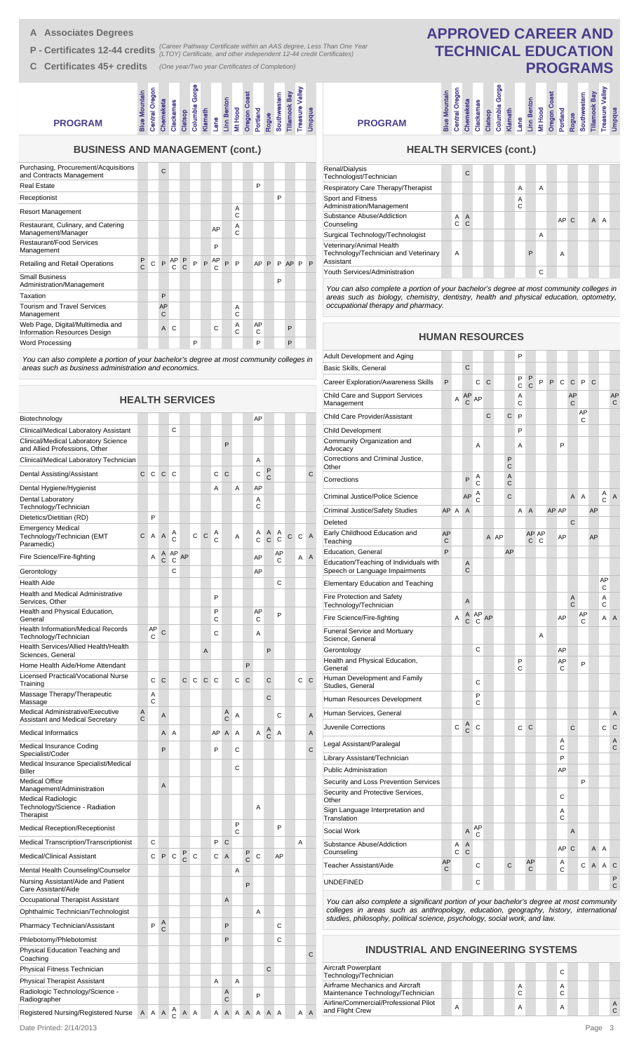- **A Associates Degrees**
- **P - Certificates 12-44 credits** *(Career Pathway Certificate within an AAS degree, Less Than One Year (LTOY) Certificate, and other independent 12-44 credit Certificates)*
- **C Certificates 45+ credits** *(One year/Two year Certificates of Completion)*

# APPROVED CAREER AND TECHNICAL EDUCATION PROGRAMS

## BUSINESS AND MANAGEMENT (cont.)

| PROGRAM | Blue Mountain | Central Oregon | Chemeketa | Clackamas | Clatsop | Columbia Gorge | Klamath | Lane | Linn Benton | Mt Hood | Oregon Coast | Portland | Rogue | Southwestern | Tillamook Bay | Treasure Valley | Umpqua |
|---|---|---|---|---|---|---|---|---|---|---|---|---|---|---|---|---|---|
| Purchasing, Procurement/Acquisitions and Contracts Management | | | C | | | | | | | | | | | | | | |
| Real Estate | | | | | | | | | | | | P | | | | | |
| Receptionist | | | | | | | | | | | | | | P | | | |
| Resort Management | | | | | | | | | | A C | | | | | | | |
| Restaurant, Culinary, and Catering Management/Manager | | | | | | | | AP | | A C | | | | | | | |
| Restaurant/Food Services Management | | | | | | | | P | | | | | | | | | |
| Retailing and Retail Operations | P C | C | P | AP C | P C | P | P | AP C | P | P | | AP | P | P | AP | P | P |
| Small Business Administration/Management | | | | | | | | | | | | | | P | | | |
| Taxation | | | P | | | | | | | | | | | | | | |
| Tourism and Travel Services Management | | | AP C | | | | | | | A C | | | | | | | |
| Web Page, Digital/Multimedia and Information Resources Design | | | A | C | | | | C | | A C | | AP C | | P | | | |
| Word Processing | | | | | | P | | | | | | P | | P | | | |

*You can also complete a portion of your bachelor's degree at most community colleges in areas such as business administration and economics.*

## HEALTH SERVICES

| PROGRAM | Blue Mountain | Central Oregon | Chemeketa | Clackamas | Clatsop | Columbia Gorge | Klamath | Lane | Linn Benton | Mt Hood | Oregon Coast | Portland | Rogue | Southwestern | Tillamook Bay | Treasure Valley | Umpqua |
|---|---|---|---|---|---|---|---|---|---|---|---|---|---|---|---|---|---|
| Biotechnology | | | | | | | | | | | | AP | | | | | |
| Clinical/Medical Laboratory Assistant | | | | C | | | | | | | | | | | | | |
| Clinical/Medical Laboratory Science and Allied Professions, Other | | | | | | | | | P | | | | | | | | |
| Clinical/Medical Laboratory Technician | | | | | | | | | | | | A | | | | | |
| Dental Assisting/Assistant | C | C | C | C | | | | C | C | | | C | P C | | | | C |
| Dental Hygiene/Hygienist | | | | | | | | A | | A | | AP | | | | | |
| Dental Laboratory Technology/Technician | | | | | | | | | | | | A C | | | | | |
| Dietetics/Dietitian (RD) | | P | | | | | | | | | | | | | | | |
| Emergency Medical Technology/Technician (EMT Paramedic) | C | A | A | A C | | C | C | A C | | A | | A C | A C | C | | C | A |
| Fire Science/Fire-fighting | | A | A C | AP C | AP | | | | | | | AP | | AP C | | A | A |
| Gerontology | | | | C | | | | | | | | AP | | | | | |
| Health Aide | | | | | | | | | | | | | | C | | | |
| Health and Medical Administrative Services, Other | | | | | | | | P | | | | | | | | | |
| Health and Physical Education, General | | | | | | | | P C | | | | AP C | | P | | | |
| Health Information/Medical Records Technology/Technician | | AP C | C | | | | | C | | | | A | | | | | |
| Health Services/Allied Health/Health Sciences, General | | | | | | | A | | | | | | P | | | | |
| Home Health Aide/Home Attendant | | | | | | | | | | | P | | | | | | |
| Licensed Practical/Vocational Nurse Training | | C | C | | C | C | C | C | | C | C | | C | | | C | C |
| Massage Therapy/Therapeutic Massage | | A C | | | | | | | | | | | C | | | | |
| Medical Administrative/Executive Assistant and Medical Secretary | A C | | A | | | | | | A C | A | | | | C | | | A |
| Medical Informatics | | | A | A | | | | AP | A | A | | A | A C | A | | | A |
| Medical Insurance Coding Specialist/Coder | | | P | | | | | P | | C | | | | | | | C |
| Medical Insurance Specialist/Medical Biller | | | | | | | | | | C | | | | | | | |
| Medical Office Management/Administration | | | A | | | | | | | | | | | | | | |
| Medical Radiologic Technology/Science - Radiation Therapist | | | | | | | | | | | | A | | | | | |
| Medical Reception/Receptionist | | | | | | | | | | P C | | | | P | | | |
| Medical Transcription/Transcriptionist | | C | | | | | | P | C | | | | | | | A | |
| Medical/Clinical Assistant | | C | P | C | P C | C | | C | A | | P C | C | | AP | | | |
| Mental Health Counseling/Counselor | | | | | | | | | | A | | | | | | | |
| Nursing Assistant/Aide and Patient Care Assistant/Aide | | | | | | | | | | | P | | | | | | |
| Occupational Therapist Assistant | | | | | | | | | A | | | | | | | | |
| Ophthalmic Technician/Technologist | | | | | | | | | | | | A | | | | | |
| Pharmacy Technician/Assistant | | | P | A C | | | | | P | | | | | C | | | |
| Phlebotomy/Phlebotomist | | | | | | | | | P | | | | | C | | | |
| Physical Education Teaching and Coaching | | | | | | | | | | | | | | | | | C |
| Physical Fitness Technician | | | | | | | | | | | | | C | | | | |
| Physical Therapist Assistant | | | | | | | | A | | A | | | | | | | |
| Radiologic Technology/Science - Radiographer | | | | | | | | | A C | | | P | | | | | |
| Registered Nursing/Registered Nurse | A | A | A | A C | A | A | | A | A | A | A | A | A | A | | A | A |

## HEALTH SERVICES (cont.)

| PROGRAM | Blue Mountain | Central Oregon | Chemeketa | Clackamas | Clatsop | Columbia Gorge | Klamath | Lane | Linn Benton | Mt Hood | Oregon Coast | Portland | Rogue | Southwestern | Tillamook Bay | Treasure Valley | Umpqua |
|---|---|---|---|---|---|---|---|---|---|---|---|---|---|---|---|---|---|
| Renal/Dialysis Technologist/Technician | | | C | | | | | | | | | | | | | | |
| Respiratory Care Therapy/Therapist | | | | | | | | A | | A | | | | | | | |
| Sport and Fitness Administration/Management | | | | | | | | A C | | | | | | | | | |
| Substance Abuse/Addiction Counseling | | A C | A C | | | | | | | | | AP | C | | A | A | |
| Surgical Technology/Technologist | | | | | | | | | | A | | | | | | | |
| Veterinary/Animal Health Technology/Technician and Veterinary Assistant | | A | | | | | | | P | | | A | | | | | |
| Youth Services/Administration | | | | | | | | | | C | | | | | | | |

*You can also complete a portion of your bachelor's degree at most community colleges in areas such as biology, chemistry, dentistry, health and physical education, optometry, occupational therapy and pharmacy.*

## HUMAN RESOURCES

| PROGRAM | Blue Mountain | Central Oregon | Chemeketa | Clackamas | Clatsop | Columbia Gorge | Klamath | Lane | Linn Benton | Mt Hood | Oregon Coast | Portland | Rogue | Southwestern | Tillamook Bay | Treasure Valley | Umpqua |
|---|---|---|---|---|---|---|---|---|---|---|---|---|---|---|---|---|---|
| Adult Development and Aging | | | | | | | | P | | | | | | | | | |
| Basic Skills, General | | | C | | | | | | | | | | | | | | |
| Career Exploration/Awareness Skills | P | | | C | C | | | P C | P C | P | P | C | C | P | C | | |
| Child Care and Support Services Management | | A | AP C | AP | | | | A C | | | | | AP C | | | | AP C |
| Child Care Provider/Assistant | | | | | C | | C | P | | | | | | AP C | | | |
| Child Development | | | | | | | | P | | | | | | | | | |
| Community Organization and Advocacy | | | | A | | | | A | | | | P | | | | | |
| Corrections and Criminal Justice, Other | | | | | | | P C | | | | | | | | | | |
| Corrections | | | P | A C | | | A C | | | | | | | | | | |
| Criminal Justice/Police Science | | | AP | A C | | | C | | | | | | A | A | | A C | A |
| Criminal Justice/Safety Studies | AP | A | A | | | | | A | A | | AP | AP | | | AP | | |
| Deleted | | | | | | | | | | | | | C | | | | |
| Early Childhood Education and Teaching | AP C | | | | A | AP | | | AP C | AP C | | AP | | | AP | | |
| Education, General | P | | | | | | AP | | | | | | | | | | |
| Education/Teaching of Individuals with Speech or Language Impairments | | | A C | | | | | | | | | | | | | | |
| Elementary Education and Teaching | | | | | | | | | | | | | | | | AP C | |
| Fire Protection and Safety Technology/Technician | | | A | | | | | | | | | | A C | | | A C | |
| Fire Science/Fire-fighting | | A | A C | AP C | AP | | | | | | | AP | | AP C | | A | A |
| Funeral Service and Mortuary Science, General | | | | | | | | | | A | | | | | | | |
| Gerontology | | | | C | | | | | | | | AP | | | | | |
| Health and Physical Education, General | | | | | | | | P C | | | | AP C | | P | | | |
| Human Development and Family Studies, General | | | | C | | | | | | | | | | | | | |
| Human Resources Development | | | | P C | | | | | | | | | | | | | |
| Human Services, General | | | | | | | | | | | | | | | | | A |
| Juvenile Corrections | | C | A C | C | | | | C | C | | | | C | | | C | C |
| Legal Assistant/Paralegal | | | | | | | | | | | | A C | | | | | A C |
| Library Assistant/Technician | | | | | | | | | | | | P | | | | | |
| Public Administration | | | | | | | | | | | | AP | | | | | |
| Security and Loss Prevention Services | | | | | | | | | | | | | | P | | | |
| Security and Protective Services, Other | | | | | | | | | | | | C | | | | | |
| Sign Language Interpretation and Translation | | | | | | | | | | | | A C | | | | | |
| Social Work | | | A | AP C | | | | | | | | | A | | | | |
| Substance Abuse/Addiction Counseling | | A C | A C | | | | | | | | | AP | C | | A | A | |
| Teacher Assistant/Aide | AP C | | | C | | | C | | AP C | | | A C | | C | A | A | C |
| UNDEFINED | | | | C | | | | | | | | | | | | | P C |

*You can also complete a significant portion of your bachelor's degree at most community colleges in areas such as anthropology, education, geography, history, international studies, philosophy, political science, psychology, social work, and law.*

## INDUSTRIAL AND ENGINEERING SYSTEMS

| PROGRAM | Blue Mountain | Central Oregon | Chemeketa | Clackamas | Clatsop | Columbia Gorge | Klamath | Lane | Linn Benton | Mt Hood | Oregon Coast | Portland | Rogue | Southwestern | Tillamook Bay | Treasure Valley | Umpqua |
|---|---|---|---|---|---|---|---|---|---|---|---|---|---|---|---|---|---|
| Aircraft Powerplant Technology/Technician | | | | | | | | | | | | C | | | | | |
| Airframe Mechanics and Aircraft Maintenance Technology/Technician | | | | | | | | A C | | | | A C | | | | | |
| Airline/Commercial/Professional Pilot and Flight Crew | | A | | | | | | A | | | | A | | | | | A C |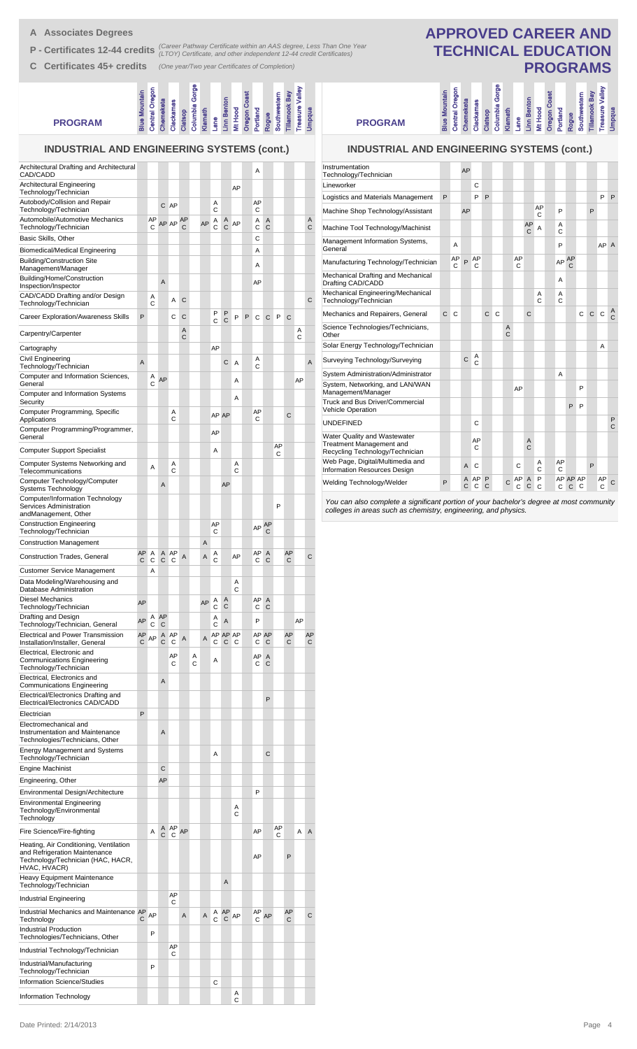**A Associates Degrees**

**P - Certificates 12-44 credits** *(Career Pathway Certificate within an AAS degree, Less Than One Year (LTOY) Certificate, and other independent 12-44 credit Certificates)*

**C Certificates 45+ credits** *(One year/Two year Certificates of Completion)*

# APPROVED CAREER AND TECHNICAL EDUCATION PROGRAMS

## INDUSTRIAL AND ENGINEERING SYSTEMS (cont.)

| PROGRAM | Blue Mountain | Central Oregon | Chemeketa | Clackamas | Clatsop | Columbia Gorge | Klamath | Lane | Linn Benton | Mt Hood | Oregon Coast | Portland | Rogue | Southwestern | Tillamook Bay | Treasure Valley | Umpqua |
|---|---|---|---|---|---|---|---|---|---|---|---|---|---|---|---|---|---|
| Architectural Drafting and Architectural CAD/CADD | | | | | | | | | | | | A | | | | | |
| Architectural Engineering Technology/Technician | | | | | | | | | | AP | | | | | | | |
| Autobody/Collision and Repair Technology/Technician | | | C | AP | | | | A C | | | | AP C | | | | | |
| Automobile/Automotive Mechanics Technology/Technician | | AP C | AP | AP | AP C | | AP | A C | A C | AP | | A C | A C | | | | A C |
| Basic Skills, Other | | | | | | | | | | | | C | | | | | |
| Biomedical/Medical Engineering | | | | | | | | | | | | A | | | | | |
| Building/Construction Site Management/Manager | | | | | | | | | | | | A | | | | | |
| Building/Home/Construction Inspection/Inspector | | | A | | | | | | | | | AP | | | | | |
| CAD/CADD Drafting and/or Design Technology/Technician | | A C | | A | C | | | | | | | | | | | | C |
| Career Exploration/Awareness Skills | P | | | C | C | | | P C | P C | P | P | C | C | P | C | | |
| Carpentry/Carpenter | | | | | A C | | | | | | | | | | | A C | |
| Cartography | | | | | | | | AP | | | | | | | | | |
| Civil Engineering | A | | | | | | | | C | A | | A C | | | | | A |
| Computer and Information Sciences, General | | A C | AP | | | | | | | A | | | | | | AP | |
| Computer and Information Systems Security | | | | | | | | | | A | | | | | | | |
| Computer Programming, Specific Applications | | | | A C | | | | AP | AP | | | AP C | | | C | | |
| Computer Programming/Programmer, General | | | | | | | | AP | | | | | | | | | |
| Computer Support Specialist | | | | | | | | A | | | | | | AP C | | | |
| Computer Systems Networking and Telecommunications | | A | | A C | | | | | | A C | | | | | | | |
| Computer Technology/Computer Systems Technology | | | A | | | | | | AP | | | | | | | | |
| Computer/Information Technology Services Administration andManagement, Other | | | | | | | | | | | | | | P | | | |
| Construction Engineering Technology/Technician | | | | | | | | AP C | | | | AP | AP C | | | | |
| Construction Management | | | | | | | A | | | | | | | | | | |
| Construction Trades, General | AP C | A C | A C | AP C | A | | A | A C | | AP | | AP C | A C | | AP C | | C |
| Customer Service Management | | A | | | | | | | | | | | | | | | |
| Data Modeling/Warehousing and Database Administration | | | | | | | | | | A C | | | | | | | |
| Diesel Mechanics Technology/Technician | AP | | | | | | AP | A C | A C | | | AP C | A C | | | | |
| Drafting and Design Technology/Technician, General | AP | A C | AP C | | | | | A C | A | | | P | | | | AP | |
| Electrical and Power Transmission Installation/Installer, General | AP C | AP | A C | AP C | A | | A | AP C | AP C | AP C | | AP C | AP C | | AP C | | AP C |
| Electrical, Electronic and Communications Engineering Technology/Technician | | | | AP C | | A C | | A | | | | AP C | A C | | | | |
| Electrical, Electronics and Communications Engineering | | | A | | | | | | | | | | | | | | |
| Electrical/Electronics Drafting and Electrical/Electronics CAD/CADD | | | | | | | | | | | | | P | | | | |
| Electrician | P | | | | | | | | | | | | | | | | |
| Electromechanical and Instrumentation and Maintenance Technologies/Technicians, Other | | | A | | | | | | | | | | | | | | |
| Energy Management and Systems Technology/Technician | | | | | | | | A | | | | | C | | | | |
| Engine Machinist | | | C | | | | | | | | | | | | | | |
| Engineering, Other | | | AP | | | | | | | | | | | | | | |
| Environmental Design/Architecture | | | | | | | | | | | | P | | | | | |
| Environmental Engineering Technology/Environmental Technology | | | | | | | | | | A C | | | | | | | |
| Fire Science/Fire-fighting | | A | A C | AP C | AP | | | | | | | AP | | AP C | | A | A |
| Heating, Air Conditioning, Ventilation and Refrigeration Maintenance Technology/Technician (HAC, HACR, HVAC, HVACR) | | | | | | | | | | | | AP | | | P | | |
| Heavy Equipment Maintenance Technology/Technician | | | | | | | | | A | | | | | | | | |
| Industrial Engineering | | | | AP C | | | | | | | | | | | | | |
| Industrial Mechanics and Maintenance Technology | AP C | AP | | | A | | A | A C | AP C | AP | | AP C | AP | | AP C | | C |
| Industrial Production Technologies/Technicians, Other | | | P | | | | | | | | | | | | | | |
| Industrial Technology/Technician | | | | AP C | | | | | | | | | | | | | |
| Industrial/Manufacturing Technology/Technician | | | P | | | | | | | | | | | | | | |
| Information Science/Studies | | | | | | | | C | | | | | | | | | |
| Information Technology | | | | | | | | | | A C | | | | | | | |
| Instrumentation Technology/Technician | | | AP | | | | | | | | | | | | | | |
| Lineworker | | | | C | | | | | | | | | | | | | |
| Logistics and Materials Management | P | | | P | P | | | | | | | | | | | P | P |
| Machine Shop Technology/Assistant | | | AP | | | | | | | AP C | | P | | | P | | |
| Machine Tool Technology/Machinist | | | | | | | | | AP C | A | | A C | | | | | |
| Management Information Systems, General | | A | | | | | | | | | | P | | | | AP | A |
| Manufacturing Technology/Technician | | AP C | P | AP C | | | | AP C | | | | AP | AP C | | | | |
| Mechanical Drafting and Mechanical Drafting CAD/CADD | | | | | | | | | | | | A | | | | | |
| Mechanical Engineering/Mechanical Technology/Technician | | | | | | | | | | A C | | A C | | | | | |
| Mechanics and Repairers, General | C | C | | | C | C | | | C | | | | | C | C | C | A C |
| Science Technologies/Technicians, Other | | | | | | | A C | | | | | | | | | | |
| Solar Energy Technology/Technician | | | | | | | | | | | | | | | | A | |
| Surveying Technology/Surveying | | | C | A C | | | | | | | | | | | | | |
| System Administration/Administrator | | | | | | | | | | | | A | | | | | |
| System, Networking, and LAN/WAN Management/Manager | | | | | | | | AP | | | | | | P | | | |
| Truck and Bus Driver/Commercial Vehicle Operation | | | | | | | | | | | | | P | P | | | |
| UNDEFINED | | | | C | | | | | | | | | | | | | P C |
| Water Quality and Wastewater Treatment Management and Recycling Technology/Technician | | | | AP C | | | | | A C | | | | | | | | |
| Web Page, Digital/Multimedia and Information Resources Design | | | A | C | | | | C | | A C | | AP C | | | P | | |
| Welding Technology/Welder | P | | A C | AP C | P C | | C | AP C | A C | P C | | AP C | AP C | AP C | | AP C | C |

*You can also complete a significant portion of your bachelor's degree at most community colleges in areas such as chemistry, engineering, and physics.*

Date Printed: 2/14/2013